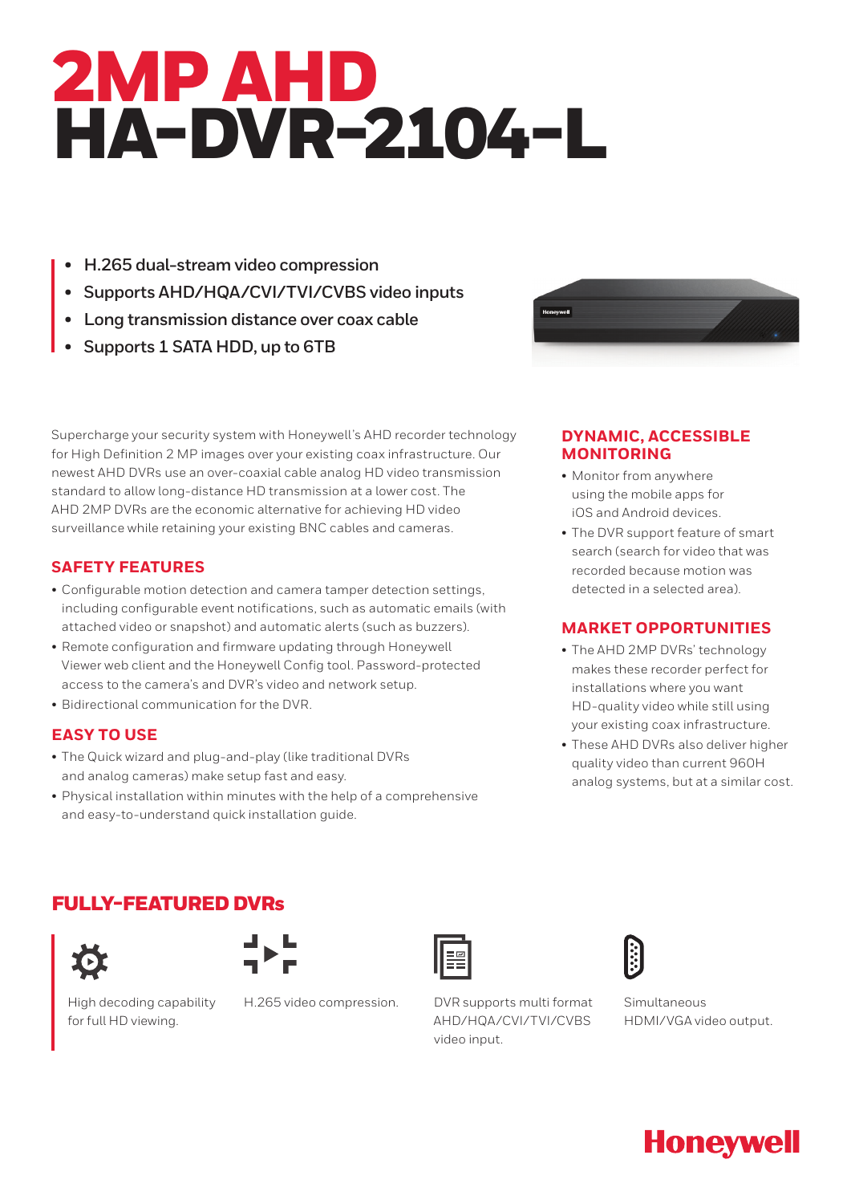# 2MP AHD
# HA-DVR-2104-L

- H.265 dual-stream video compression
- Supports AHD/HQA/CVI/TVI/CVBS video inputs
- Long transmission distance over coax cable
- Supports 1 SATA HDD, up to 6TB

Supercharge your security system with Honeywell's AHD recorder technology for High Definition 2 MP images over your existing coax infrastructure. Our newest AHD DVRs use an over-coaxial cable analog HD video transmission standard to allow long-distance HD transmission at a lower cost. The AHD 2MP DVRs are the economic alternative for achieving HD video surveillance while retaining your existing BNC cables and cameras.

## SAFETY FEATURES

- Configurable motion detection and camera tamper detection settings, including configurable event notifications, such as automatic emails (with attached video or snapshot) and automatic alerts (such as buzzers).
- Remote configuration and firmware updating through Honeywell Viewer web client and the Honeywell Config tool. Password-protected access to the camera's and DVR's video and network setup.
- Bidirectional communication for the DVR.

## EASY TO USE

- The Quick wizard and plug-and-play (like traditional DVRs and analog cameras) make setup fast and easy.
- Physical installation within minutes with the help of a comprehensive and easy-to-understand quick installation guide.

## DYNAMIC, ACCESSIBLE MONITORING

- Monitor from anywhere using the mobile apps for iOS and Android devices.
- The DVR support feature of smart search (search for video that was recorded because motion was detected in a selected area).

## MARKET OPPORTUNITIES

- The AHD 2MP DVRs' technology makes these recorder perfect for installations where you want HD-quality video while still using your existing coax infrastructure.
- These AHD DVRs also deliver higher quality video than current 960H analog systems, but at a similar cost.

## FULLY-FEATURED DVRs

- High decoding capability for full HD viewing.
- H.265 video compression.
- DVR supports multi format AHD/HQA/CVI/TVI/CVBS video input.
- Simultaneous HDMI/VGA video output.

Honeywell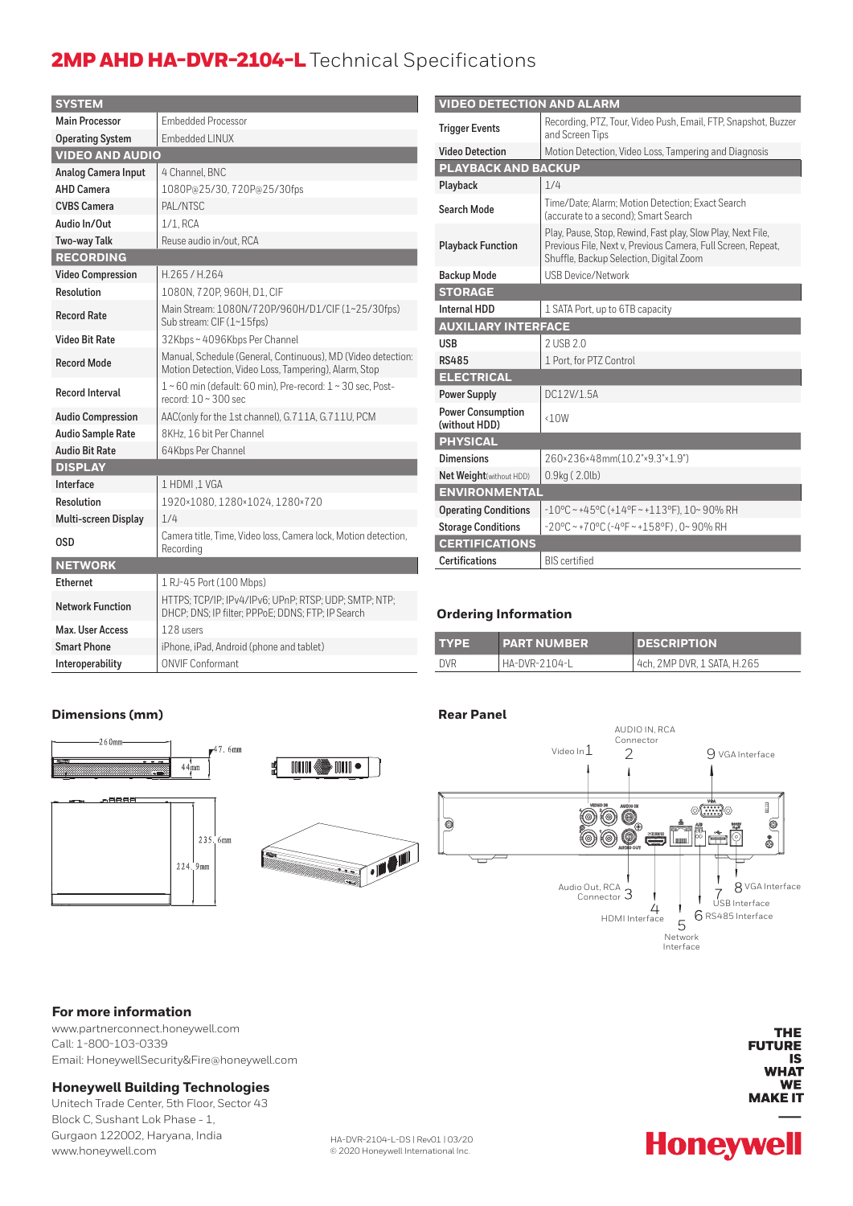# 2MP AHD HA-DVR-2104-L Technical Specifications

| SYSTEM | |
|---|---|
| Main Processor | Embedded Processor |
| Operating System | Embedded LINUX |
| **VIDEO AND AUDIO** | |
| Analog Camera Input | 4 Channel, BNC |
| AHD Camera | 1080P@25/30, 720P@25/30fps |
| CVBS Camera | PAL/NTSC |
| Audio In/Out | 1/1, RCA |
| Two-way Talk | Reuse audio in/out, RCA |
| **RECORDING** | |
| Video Compression | H.265 / H.264 |
| Resolution | 1080N, 720P, 960H, D1, CIF |
| Record Rate | Main Stream: 1080N/720P/960H/D1/CIF (1~25/30fps) Sub stream: CIF (1~15fps) |
| Video Bit Rate | 32Kbps ~ 4096Kbps Per Channel |
| Record Mode | Manual, Schedule (General, Continuous), MD (Video detection: Motion Detection, Video Loss, Tampering), Alarm, Stop |
| Record Interval | 1 ~ 60 min (default: 60 min), Pre-record: 1 ~ 30 sec, Post-record: 10 ~ 300 sec |
| Audio Compression | AAC(only for the 1st channel), G.711A, G.711U, PCM |
| Audio Sample Rate | 8KHz, 16 bit Per Channel |
| Audio Bit Rate | 64Kbps Per Channel |
| **DISPLAY** | |
| Interface | 1 HDMI ,1 VGA |
| Resolution | 1920×1080, 1280×1024, 1280×720 |
| Multi-screen Display | 1/4 |
| OSD | Camera title, Time, Video loss, Camera lock, Motion detection, Recording |
| **NETWORK** | |
| Ethernet | 1 RJ-45 Port (100 Mbps) |
| Network Function | HTTPS; TCP/IP; IPv4/IPv6; UPnP; RTSP; UDP; SMTP; NTP; DHCP; DNS; IP filter; PPPoE; DDNS; FTP; IP Search |
| Max. User Access | 128 users |
| Smart Phone | iPhone, iPad, Android (phone and tablet) |
| Interoperability | ONVIF Conformant |

| VIDEO DETECTION AND ALARM | |
|---|---|
| Trigger Events | Recording, PTZ, Tour, Video Push, Email, FTP, Snapshot, Buzzer and Screen Tips |
| Video Detection | Motion Detection, Video Loss, Tampering and Diagnosis |
| **PLAYBACK AND BACKUP** | |
| Playback | 1/4 |
| Search Mode | Time/Date; Alarm; Motion Detection; Exact Search (accurate to a second); Smart Search |
| Playback Function | Play, Pause, Stop, Rewind, Fast play, Slow Play, Next File, Previous File, Next v, Previous Camera, Full Screen, Repeat, Shuffle, Backup Selection, Digital Zoom |
| Backup Mode | USB Device/Network |
| **STORAGE** | |
| Internal HDD | 1 SATA Port, up to 6TB capacity |
| **AUXILIARY INTERFACE** | |
| USB | 2 USB 2.0 |
| RS485 | 1 Port, for PTZ Control |
| **ELECTRICAL** | |
| Power Supply | DC12V/1.5A |
| Power Consumption (without HDD) | <10W |
| **PHYSICAL** | |
| Dimensions | 260×236×48mm(10.2"×9.3"×1.9") |
| Net Weight (without HDD) | 0.9kg ( 2.0lb) |
| **ENVIRONMENTAL** | |
| Operating Conditions | -10°C ~ +45°C (+14°F ~ +113°F), 10~ 90% RH |
| Storage Conditions | -20°C ~ +70°C (-4°F ~ +158°F) , 0~ 90% RH |
| **CERTIFICATIONS** | |
| Certifications | BIS certified |

## Ordering Information

| TYPE | PART NUMBER | DESCRIPTION |
|---|---|---|
| DVR | HA-DVR-2104-L | 4ch, 2MP DVR, 1 SATA, H.265 |

## Dimensions (mm)

260mm
47.6mm
44mm
235.6mm
224.9mm

## Rear Panel

Video In 1
AUDIO IN, RCA Connector 2
9 VGA Interface
Audio Out, RCA Connector 3
4 HDMI Interface
5 Network Interface
6 RS485 Interface
7 USB Interface
8 VGA Interface

## For more information

www.partnerconnect.honeywell.com
Call: 1-800-103-0339
Email: HoneywellSecurity&Fire@honeywell.com

## Honeywell Building Technologies

Unitech Trade Center, 5th Floor, Sector 43
Block C, Sushant Lok Phase - 1,
Gurgaon 122002, Haryana, India
www.honeywell.com

HA-DVR-2104-L-DS | Rev01 | 03/20
© 2020 Honeywell International Inc.

**THE FUTURE IS WHAT WE MAKE IT**

**Honeywell**